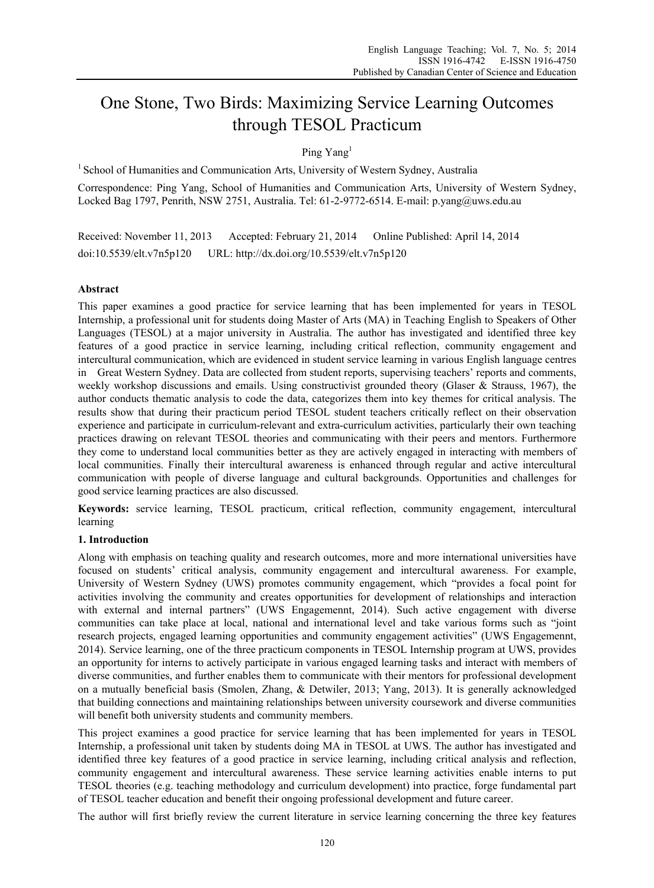# One Stone, Two Birds: Maximizing Service Learning Outcomes through TESOL Practicum

Ping Yang[1]

[1] School of Humanities and Communication Arts, University of Western Sydney, Australia

Correspondence: Ping Yang, School of Humanities and Communication Arts, University of Western Sydney, Locked Bag 1797, Penrith, NSW 2751, Australia. Tel: 61-2-9772-6514. E-mail: p.yang@uws.edu.au

Received: November 11, 2013 Accepted: February 21, 2014 Online Published: April 14, 2014

doi:10.5539/elt.v7n5p120 URL: http://dx.doi.org/10.5539/elt.v7n5p120

## Abstract

This paper examines a good practice for service learning that has been implemented for years in TESOL Internship, a professional unit for students doing Master of Arts (MA) in Teaching English to Speakers of Other Languages (TESOL) at a major university in Australia. The author has investigated and identified three key features of a good practice in service learning, including critical reflection, community engagement and intercultural communication, which are evidenced in student service learning in various English language centres in Great Western Sydney. Data are collected from student reports, supervising teachers' reports and comments, weekly workshop discussions and emails. Using constructivist grounded theory (Glaser & Strauss, 1967), the author conducts thematic analysis to code the data, categorizes them into key themes for critical analysis. The results show that during their practicum period TESOL student teachers critically reflect on their observation experience and participate in curriculum-relevant and extra-curriculum activities, particularly their own teaching practices drawing on relevant TESOL theories and communicating with their peers and mentors. Furthermore they come to understand local communities better as they are actively engaged in interacting with members of local communities. Finally their intercultural awareness is enhanced through regular and active intercultural communication with people of diverse language and cultural backgrounds. Opportunities and challenges for good service learning practices are also discussed.

**Keywords:** service learning, TESOL practicum, critical reflection, community engagement, intercultural learning

## 1. Introduction

Along with emphasis on teaching quality and research outcomes, more and more international universities have focused on students' critical analysis, community engagement and intercultural awareness. For example, University of Western Sydney (UWS) promotes community engagement, which "provides a focal point for activities involving the community and creates opportunities for development of relationships and interaction with external and internal partners" (UWS Engagemennt, 2014). Such active engagement with diverse communities can take place at local, national and international level and take various forms such as "joint research projects, engaged learning opportunities and community engagement activities" (UWS Engagemennt, 2014). Service learning, one of the three practicum components in TESOL Internship program at UWS, provides an opportunity for interns to actively participate in various engaged learning tasks and interact with members of diverse communities, and further enables them to communicate with their mentors for professional development on a mutually beneficial basis (Smolen, Zhang, & Detwiler, 2013; Yang, 2013). It is generally acknowledged that building connections and maintaining relationships between university coursework and diverse communities will benefit both university students and community members.

This project examines a good practice for service learning that has been implemented for years in TESOL Internship, a professional unit taken by students doing MA in TESOL at UWS. The author has investigated and identified three key features of a good practice in service learning, including critical analysis and reflection, community engagement and intercultural awareness. These service learning activities enable interns to put TESOL theories (e.g. teaching methodology and curriculum development) into practice, forge fundamental part of TESOL teacher education and benefit their ongoing professional development and future career.

The author will first briefly review the current literature in service learning concerning the three key features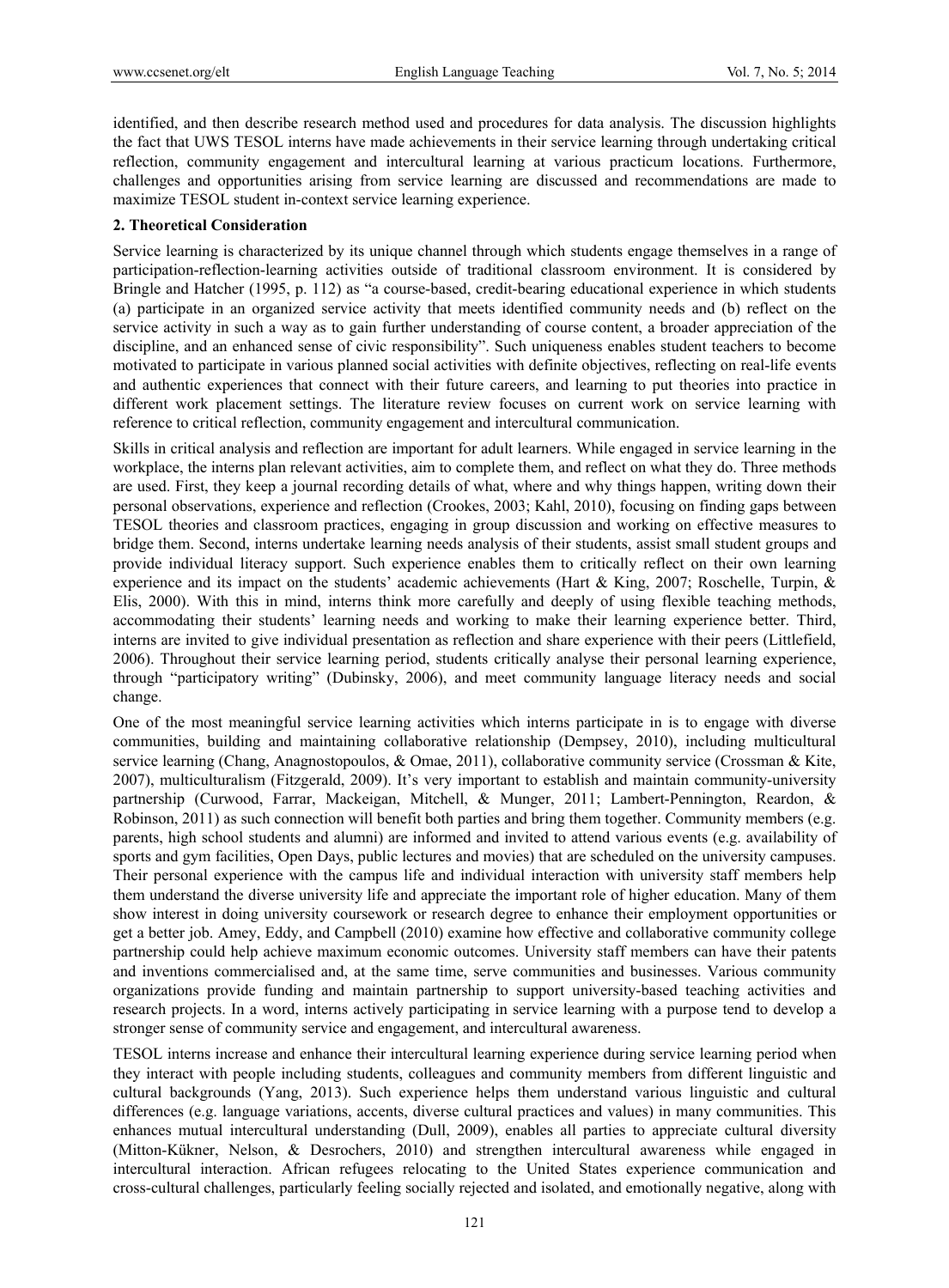identified, and then describe research method used and procedures for data analysis. The discussion highlights the fact that UWS TESOL interns have made achievements in their service learning through undertaking critical reflection, community engagement and intercultural learning at various practicum locations. Furthermore, challenges and opportunities arising from service learning are discussed and recommendations are made to maximize TESOL student in-context service learning experience.

## 2. Theoretical Consideration

Service learning is characterized by its unique channel through which students engage themselves in a range of participation-reflection-learning activities outside of traditional classroom environment. It is considered by Bringle and Hatcher (1995, p. 112) as "a course-based, credit-bearing educational experience in which students (a) participate in an organized service activity that meets identified community needs and (b) reflect on the service activity in such a way as to gain further understanding of course content, a broader appreciation of the discipline, and an enhanced sense of civic responsibility". Such uniqueness enables student teachers to become motivated to participate in various planned social activities with definite objectives, reflecting on real-life events and authentic experiences that connect with their future careers, and learning to put theories into practice in different work placement settings. The literature review focuses on current work on service learning with reference to critical reflection, community engagement and intercultural communication.

Skills in critical analysis and reflection are important for adult learners. While engaged in service learning in the workplace, the interns plan relevant activities, aim to complete them, and reflect on what they do. Three methods are used. First, they keep a journal recording details of what, where and why things happen, writing down their personal observations, experience and reflection (Crookes, 2003; Kahl, 2010), focusing on finding gaps between TESOL theories and classroom practices, engaging in group discussion and working on effective measures to bridge them. Second, interns undertake learning needs analysis of their students, assist small student groups and provide individual literacy support. Such experience enables them to critically reflect on their own learning experience and its impact on the students' academic achievements (Hart & King, 2007; Roschelle, Turpin, & Elis, 2000). With this in mind, interns think more carefully and deeply of using flexible teaching methods, accommodating their students' learning needs and working to make their learning experience better. Third, interns are invited to give individual presentation as reflection and share experience with their peers (Littlefield, 2006). Throughout their service learning period, students critically analyse their personal learning experience, through "participatory writing" (Dubinsky, 2006), and meet community language literacy needs and social change.

One of the most meaningful service learning activities which interns participate in is to engage with diverse communities, building and maintaining collaborative relationship (Dempsey, 2010), including multicultural service learning (Chang, Anagnostopoulos, & Omae, 2011), collaborative community service (Crossman & Kite, 2007), multiculturalism (Fitzgerald, 2009). It's very important to establish and maintain community-university partnership (Curwood, Farrar, Mackeigan, Mitchell, & Munger, 2011; Lambert-Pennington, Reardon, & Robinson, 2011) as such connection will benefit both parties and bring them together. Community members (e.g. parents, high school students and alumni) are informed and invited to attend various events (e.g. availability of sports and gym facilities, Open Days, public lectures and movies) that are scheduled on the university campuses. Their personal experience with the campus life and individual interaction with university staff members help them understand the diverse university life and appreciate the important role of higher education. Many of them show interest in doing university coursework or research degree to enhance their employment opportunities or get a better job. Amey, Eddy, and Campbell (2010) examine how effective and collaborative community college partnership could help achieve maximum economic outcomes. University staff members can have their patents and inventions commercialised and, at the same time, serve communities and businesses. Various community organizations provide funding and maintain partnership to support university-based teaching activities and research projects. In a word, interns actively participating in service learning with a purpose tend to develop a stronger sense of community service and engagement, and intercultural awareness.

TESOL interns increase and enhance their intercultural learning experience during service learning period when they interact with people including students, colleagues and community members from different linguistic and cultural backgrounds (Yang, 2013). Such experience helps them understand various linguistic and cultural differences (e.g. language variations, accents, diverse cultural practices and values) in many communities. This enhances mutual intercultural understanding (Dull, 2009), enables all parties to appreciate cultural diversity (Mitton-Kükner, Nelson, & Desrochers, 2010) and strengthen intercultural awareness while engaged in intercultural interaction. African refugees relocating to the United States experience communication and cross-cultural challenges, particularly feeling socially rejected and isolated, and emotionally negative, along with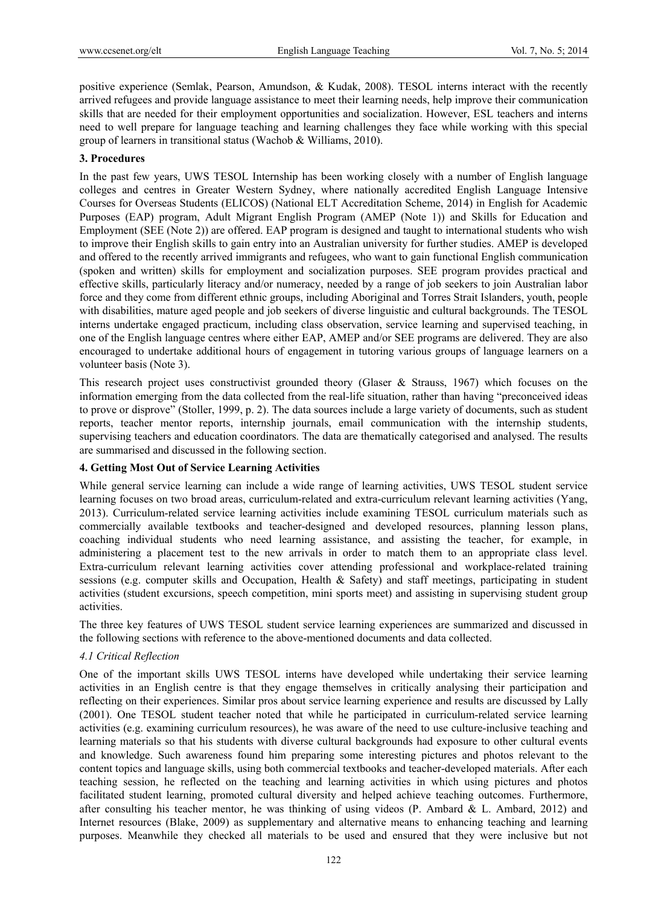positive experience (Semlak, Pearson, Amundson, & Kudak, 2008). TESOL interns interact with the recently arrived refugees and provide language assistance to meet their learning needs, help improve their communication skills that are needed for their employment opportunities and socialization. However, ESL teachers and interns need to well prepare for language teaching and learning challenges they face while working with this special group of learners in transitional status (Wachob & Williams, 2010).

## 3. Procedures

In the past few years, UWS TESOL Internship has been working closely with a number of English language colleges and centres in Greater Western Sydney, where nationally accredited English Language Intensive Courses for Overseas Students (ELICOS) (National ELT Accreditation Scheme, 2014) in English for Academic Purposes (EAP) program, Adult Migrant English Program (AMEP (Note 1)) and Skills for Education and Employment (SEE (Note 2)) are offered. EAP program is designed and taught to international students who wish to improve their English skills to gain entry into an Australian university for further studies. AMEP is developed and offered to the recently arrived immigrants and refugees, who want to gain functional English communication (spoken and written) skills for employment and socialization purposes. SEE program provides practical and effective skills, particularly literacy and/or numeracy, needed by a range of job seekers to join Australian labor force and they come from different ethnic groups, including Aboriginal and Torres Strait Islanders, youth, people with disabilities, mature aged people and job seekers of diverse linguistic and cultural backgrounds. The TESOL interns undertake engaged practicum, including class observation, service learning and supervised teaching, in one of the English language centres where either EAP, AMEP and/or SEE programs are delivered. They are also encouraged to undertake additional hours of engagement in tutoring various groups of language learners on a volunteer basis (Note 3).

This research project uses constructivist grounded theory (Glaser & Strauss, 1967) which focuses on the information emerging from the data collected from the real-life situation, rather than having "preconceived ideas to prove or disprove" (Stoller, 1999, p. 2). The data sources include a large variety of documents, such as student reports, teacher mentor reports, internship journals, email communication with the internship students, supervising teachers and education coordinators. The data are thematically categorised and analysed. The results are summarised and discussed in the following section.

## 4. Getting Most Out of Service Learning Activities

While general service learning can include a wide range of learning activities, UWS TESOL student service learning focuses on two broad areas, curriculum-related and extra-curriculum relevant learning activities (Yang, 2013). Curriculum-related service learning activities include examining TESOL curriculum materials such as commercially available textbooks and teacher-designed and developed resources, planning lesson plans, coaching individual students who need learning assistance, and assisting the teacher, for example, in administering a placement test to the new arrivals in order to match them to an appropriate class level. Extra-curriculum relevant learning activities cover attending professional and workplace-related training sessions (e.g. computer skills and Occupation, Health & Safety) and staff meetings, participating in student activities (student excursions, speech competition, mini sports meet) and assisting in supervising student group activities.

The three key features of UWS TESOL student service learning experiences are summarized and discussed in the following sections with reference to the above-mentioned documents and data collected.

### *4.1 Critical Reflection*

One of the important skills UWS TESOL interns have developed while undertaking their service learning activities in an English centre is that they engage themselves in critically analysing their participation and reflecting on their experiences. Similar pros about service learning experience and results are discussed by Lally (2001). One TESOL student teacher noted that while he participated in curriculum-related service learning activities (e.g. examining curriculum resources), he was aware of the need to use culture-inclusive teaching and learning materials so that his students with diverse cultural backgrounds had exposure to other cultural events and knowledge. Such awareness found him preparing some interesting pictures and photos relevant to the content topics and language skills, using both commercial textbooks and teacher-developed materials. After each teaching session, he reflected on the teaching and learning activities in which using pictures and photos facilitated student learning, promoted cultural diversity and helped achieve teaching outcomes. Furthermore, after consulting his teacher mentor, he was thinking of using videos (P. Ambard & L. Ambard, 2012) and Internet resources (Blake, 2009) as supplementary and alternative means to enhancing teaching and learning purposes. Meanwhile they checked all materials to be used and ensured that they were inclusive but not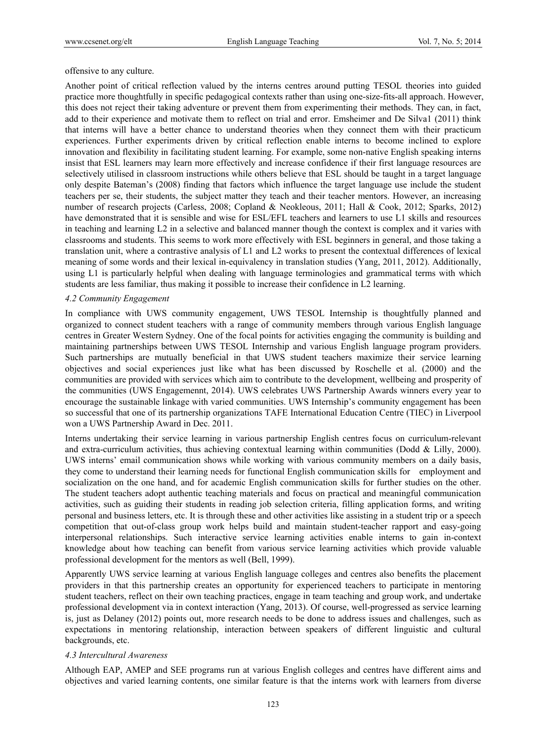offensive to any culture.

Another point of critical reflection valued by the interns centres around putting TESOL theories into guided practice more thoughtfully in specific pedagogical contexts rather than using one-size-fits-all approach. However, this does not reject their taking adventure or prevent them from experimenting their methods. They can, in fact, add to their experience and motivate them to reflect on trial and error. Emsheimer and De Silva1 (2011) think that interns will have a better chance to understand theories when they connect them with their practicum experiences. Further experiments driven by critical reflection enable interns to become inclined to explore innovation and flexibility in facilitating student learning. For example, some non-native English speaking interns insist that ESL learners may learn more effectively and increase confidence if their first language resources are selectively utilised in classroom instructions while others believe that ESL should be taught in a target language only despite Bateman's (2008) finding that factors which influence the target language use include the student teachers per se, their students, the subject matter they teach and their teacher mentors. However, an increasing number of research projects (Carless, 2008; Copland & Neokleous, 2011; Hall & Cook, 2012; Sparks, 2012) have demonstrated that it is sensible and wise for ESL/EFL teachers and learners to use L1 skills and resources in teaching and learning L2 in a selective and balanced manner though the context is complex and it varies with classrooms and students. This seems to work more effectively with ESL beginners in general, and those taking a translation unit, where a contrastive analysis of L1 and L2 works to present the contextual differences of lexical meaning of some words and their lexical in-equivalency in translation studies (Yang, 2011, 2012). Additionally, using L1 is particularly helpful when dealing with language terminologies and grammatical terms with which students are less familiar, thus making it possible to increase their confidence in L2 learning.

### *4.2 Community Engagement*

In compliance with UWS community engagement, UWS TESOL Internship is thoughtfully planned and organized to connect student teachers with a range of community members through various English language centres in Greater Western Sydney. One of the focal points for activities engaging the community is building and maintaining partnerships between UWS TESOL Internship and various English language program providers. Such partnerships are mutually beneficial in that UWS student teachers maximize their service learning objectives and social experiences just like what has been discussed by Roschelle et al. (2000) and the communities are provided with services which aim to contribute to the development, wellbeing and prosperity of the communities (UWS Engagemennt, 2014). UWS celebrates UWS Partnership Awards winners every year to encourage the sustainable linkage with varied communities. UWS Internship's community engagement has been so successful that one of its partnership organizations TAFE International Education Centre (TIEC) in Liverpool won a UWS Partnership Award in Dec. 2011.

Interns undertaking their service learning in various partnership English centres focus on curriculum-relevant and extra-curriculum activities, thus achieving contextual learning within communities (Dodd & Lilly, 2000). UWS interns' email communication shows while working with various community members on a daily basis, they come to understand their learning needs for functional English communication skills for employment and socialization on the one hand, and for academic English communication skills for further studies on the other. The student teachers adopt authentic teaching materials and focus on practical and meaningful communication activities, such as guiding their students in reading job selection criteria, filling application forms, and writing personal and business letters, etc. It is through these and other activities like assisting in a student trip or a speech competition that out-of-class group work helps build and maintain student-teacher rapport and easy-going interpersonal relationships. Such interactive service learning activities enable interns to gain in-context knowledge about how teaching can benefit from various service learning activities which provide valuable professional development for the mentors as well (Bell, 1999).

Apparently UWS service learning at various English language colleges and centres also benefits the placement providers in that this partnership creates an opportunity for experienced teachers to participate in mentoring student teachers, reflect on their own teaching practices, engage in team teaching and group work, and undertake professional development via in context interaction (Yang, 2013). Of course, well-progressed as service learning is, just as Delaney (2012) points out, more research needs to be done to address issues and challenges, such as expectations in mentoring relationship, interaction between speakers of different linguistic and cultural backgrounds, etc.

### *4.3 Intercultural Awareness*

Although EAP, AMEP and SEE programs run at various English colleges and centres have different aims and objectives and varied learning contents, one similar feature is that the interns work with learners from diverse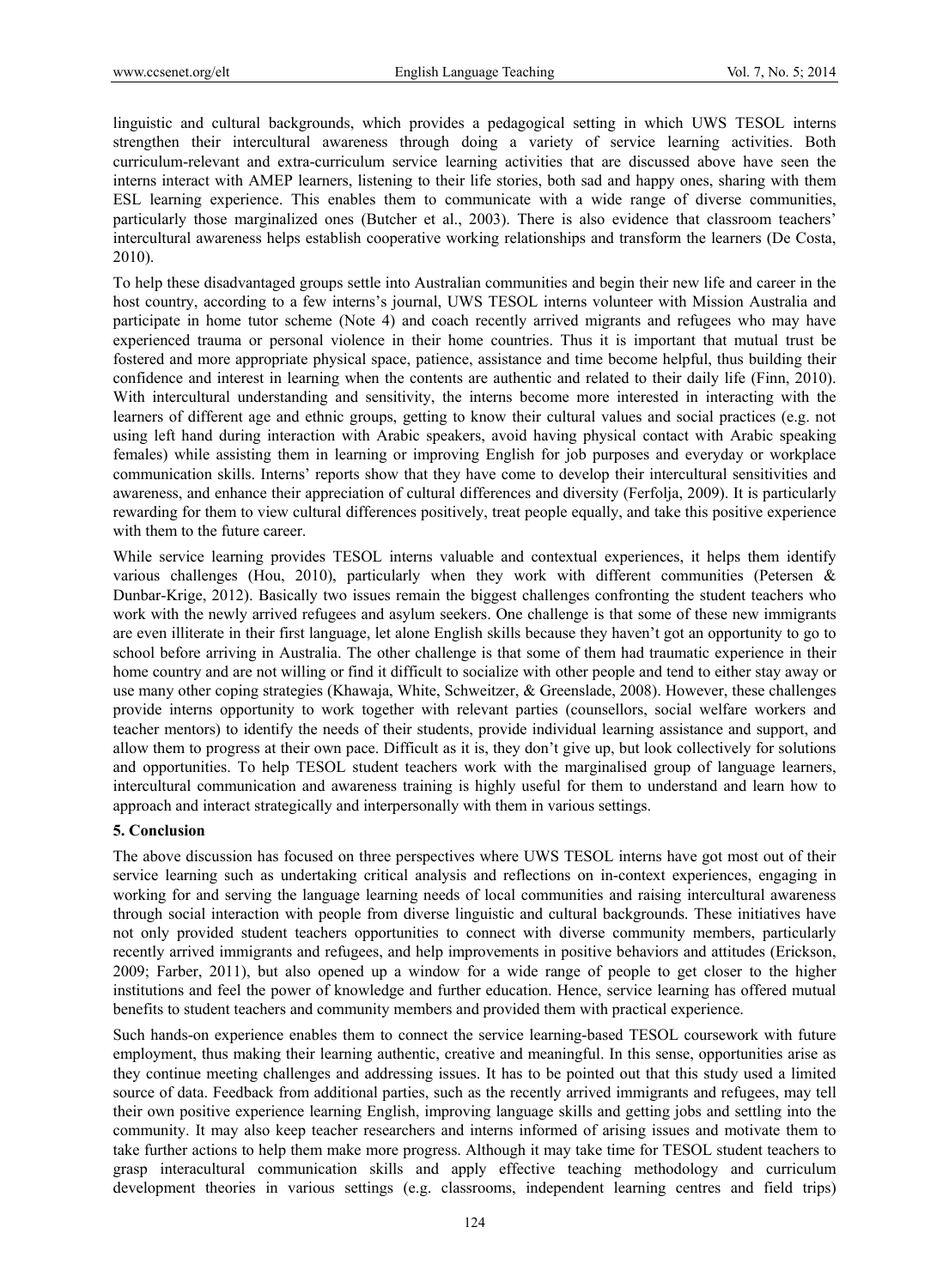linguistic and cultural backgrounds, which provides a pedagogical setting in which UWS TESOL interns strengthen their intercultural awareness through doing a variety of service learning activities. Both curriculum-relevant and extra-curriculum service learning activities that are discussed above have seen the interns interact with AMEP learners, listening to their life stories, both sad and happy ones, sharing with them ESL learning experience. This enables them to communicate with a wide range of diverse communities, particularly those marginalized ones (Butcher et al., 2003). There is also evidence that classroom teachers' intercultural awareness helps establish cooperative working relationships and transform the learners (De Costa, 2010).

To help these disadvantaged groups settle into Australian communities and begin their new life and career in the host country, according to a few interns's journal, UWS TESOL interns volunteer with Mission Australia and participate in home tutor scheme (Note 4) and coach recently arrived migrants and refugees who may have experienced trauma or personal violence in their home countries. Thus it is important that mutual trust be fostered and more appropriate physical space, patience, assistance and time become helpful, thus building their confidence and interest in learning when the contents are authentic and related to their daily life (Finn, 2010). With intercultural understanding and sensitivity, the interns become more interested in interacting with the learners of different age and ethnic groups, getting to know their cultural values and social practices (e.g. not using left hand during interaction with Arabic speakers, avoid having physical contact with Arabic speaking females) while assisting them in learning or improving English for job purposes and everyday or workplace communication skills. Interns' reports show that they have come to develop their intercultural sensitivities and awareness, and enhance their appreciation of cultural differences and diversity (Ferfolja, 2009). It is particularly rewarding for them to view cultural differences positively, treat people equally, and take this positive experience with them to the future career.

While service learning provides TESOL interns valuable and contextual experiences, it helps them identify various challenges (Hou, 2010), particularly when they work with different communities (Petersen & Dunbar-Krige, 2012). Basically two issues remain the biggest challenges confronting the student teachers who work with the newly arrived refugees and asylum seekers. One challenge is that some of these new immigrants are even illiterate in their first language, let alone English skills because they haven't got an opportunity to go to school before arriving in Australia. The other challenge is that some of them had traumatic experience in their home country and are not willing or find it difficult to socialize with other people and tend to either stay away or use many other coping strategies (Khawaja, White, Schweitzer, & Greenslade, 2008). However, these challenges provide interns opportunity to work together with relevant parties (counsellors, social welfare workers and teacher mentors) to identify the needs of their students, provide individual learning assistance and support, and allow them to progress at their own pace. Difficult as it is, they don't give up, but look collectively for solutions and opportunities. To help TESOL student teachers work with the marginalised group of language learners, intercultural communication and awareness training is highly useful for them to understand and learn how to approach and interact strategically and interpersonally with them in various settings.

## 5. Conclusion

The above discussion has focused on three perspectives where UWS TESOL interns have got most out of their service learning such as undertaking critical analysis and reflections on in-context experiences, engaging in working for and serving the language learning needs of local communities and raising intercultural awareness through social interaction with people from diverse linguistic and cultural backgrounds. These initiatives have not only provided student teachers opportunities to connect with diverse community members, particularly recently arrived immigrants and refugees, and help improvements in positive behaviors and attitudes (Erickson, 2009; Farber, 2011), but also opened up a window for a wide range of people to get closer to the higher institutions and feel the power of knowledge and further education. Hence, service learning has offered mutual benefits to student teachers and community members and provided them with practical experience.

Such hands-on experience enables them to connect the service learning-based TESOL coursework with future employment, thus making their learning authentic, creative and meaningful. In this sense, opportunities arise as they continue meeting challenges and addressing issues. It has to be pointed out that this study used a limited source of data. Feedback from additional parties, such as the recently arrived immigrants and refugees, may tell their own positive experience learning English, improving language skills and getting jobs and settling into the community. It may also keep teacher researchers and interns informed of arising issues and motivate them to take further actions to help them make more progress. Although it may take time for TESOL student teachers to grasp interacultural communication skills and apply effective teaching methodology and curriculum development theories in various settings (e.g. classrooms, independent learning centres and field trips)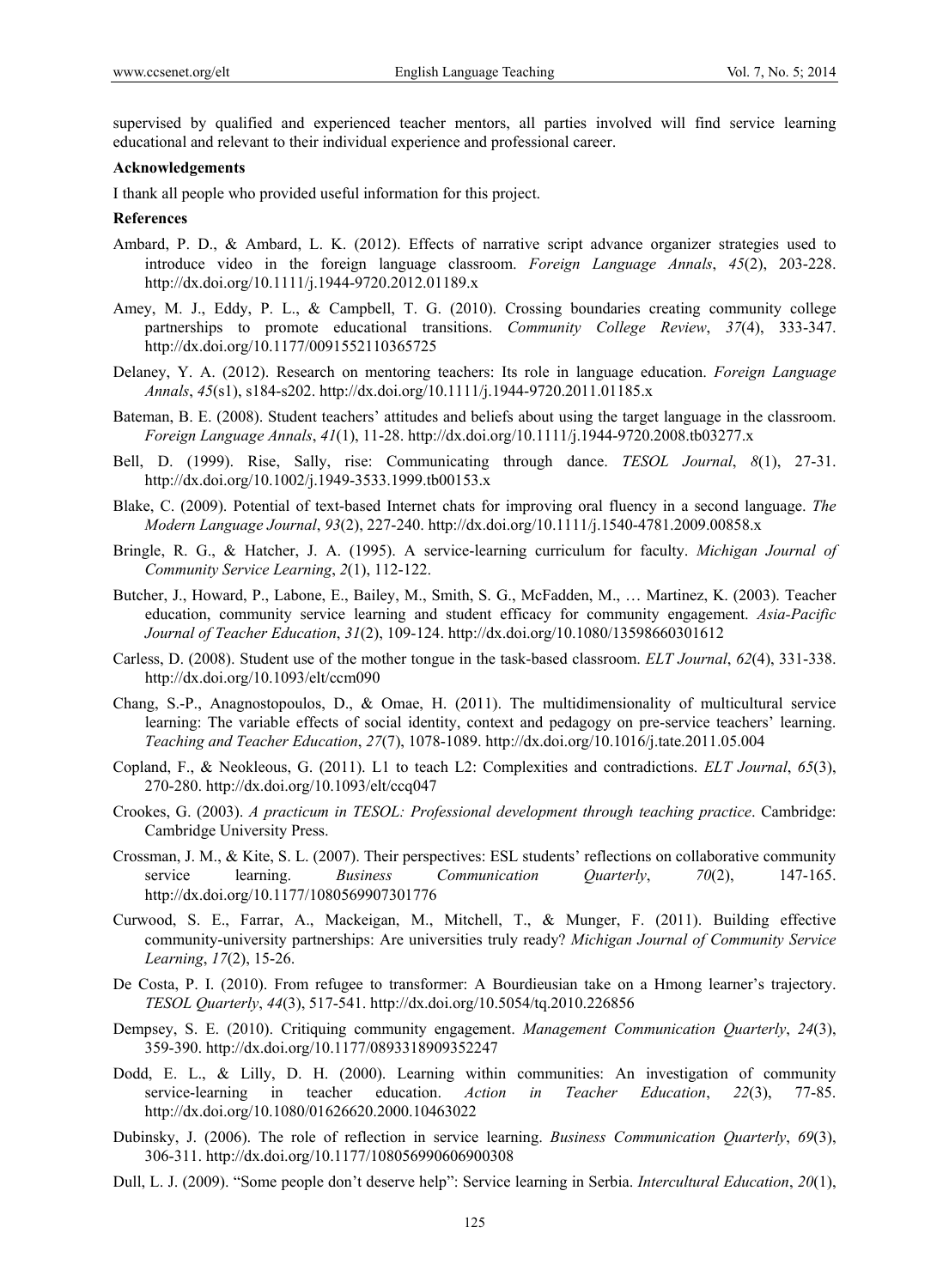supervised by qualified and experienced teacher mentors, all parties involved will find service learning educational and relevant to their individual experience and professional career.

**Acknowledgements**

I thank all people who provided useful information for this project.

**References**

Ambard, P. D., & Ambard, L. K. (2012). Effects of narrative script advance organizer strategies used to introduce video in the foreign language classroom. *Foreign Language Annals*, *45*(2), 203-228. http://dx.doi.org/10.1111/j.1944-9720.2012.01189.x

Amey, M. J., Eddy, P. L., & Campbell, T. G. (2010). Crossing boundaries creating community college partnerships to promote educational transitions. *Community College Review*, *37*(4), 333-347. http://dx.doi.org/10.1177/0091552110365725

Delaney, Y. A. (2012). Research on mentoring teachers: Its role in language education. *Foreign Language Annals*, *45*(s1), s184-s202. http://dx.doi.org/10.1111/j.1944-9720.2011.01185.x

Bateman, B. E. (2008). Student teachers' attitudes and beliefs about using the target language in the classroom. *Foreign Language Annals*, *41*(1), 11-28. http://dx.doi.org/10.1111/j.1944-9720.2008.tb03277.x

Bell, D. (1999). Rise, Sally, rise: Communicating through dance. *TESOL Journal*, *8*(1), 27-31. http://dx.doi.org/10.1002/j.1949-3533.1999.tb00153.x

Blake, C. (2009). Potential of text-based Internet chats for improving oral fluency in a second language. *The Modern Language Journal*, *93*(2), 227-240. http://dx.doi.org/10.1111/j.1540-4781.2009.00858.x

Bringle, R. G., & Hatcher, J. A. (1995). A service-learning curriculum for faculty. *Michigan Journal of Community Service Learning*, *2*(1), 112-122.

Butcher, J., Howard, P., Labone, E., Bailey, M., Smith, S. G., McFadden, M., … Martinez, K. (2003). Teacher education, community service learning and student efficacy for community engagement. *Asia-Pacific Journal of Teacher Education*, *31*(2), 109-124. http://dx.doi.org/10.1080/13598660301612

Carless, D. (2008). Student use of the mother tongue in the task-based classroom. *ELT Journal*, *62*(4), 331-338. http://dx.doi.org/10.1093/elt/ccm090

Chang, S.-P., Anagnostopoulos, D., & Omae, H. (2011). The multidimensionality of multicultural service learning: The variable effects of social identity, context and pedagogy on pre-service teachers' learning. *Teaching and Teacher Education*, *27*(7), 1078-1089. http://dx.doi.org/10.1016/j.tate.2011.05.004

Copland, F., & Neokleous, G. (2011). L1 to teach L2: Complexities and contradictions. *ELT Journal*, *65*(3), 270-280. http://dx.doi.org/10.1093/elt/ccq047

Crookes, G. (2003). *A practicum in TESOL: Professional development through teaching practice*. Cambridge: Cambridge University Press.

Crossman, J. M., & Kite, S. L. (2007). Their perspectives: ESL students' reflections on collaborative community service learning. *Business Communication Quarterly*, *70*(2), 147-165. http://dx.doi.org/10.1177/1080569907301776

Curwood, S. E., Farrar, A., Mackeigan, M., Mitchell, T., & Munger, F. (2011). Building effective community-university partnerships: Are universities truly ready? *Michigan Journal of Community Service Learning*, *17*(2), 15-26.

De Costa, P. I. (2010). From refugee to transformer: A Bourdieusian take on a Hmong learner's trajectory. *TESOL Quarterly*, *44*(3), 517-541. http://dx.doi.org/10.5054/tq.2010.226856

Dempsey, S. E. (2010). Critiquing community engagement. *Management Communication Quarterly*, *24*(3), 359-390. http://dx.doi.org/10.1177/0893318909352247

Dodd, E. L., & Lilly, D. H. (2000). Learning within communities: An investigation of community service-learning in teacher education. *Action in Teacher Education*, *22*(3), 77-85. http://dx.doi.org/10.1080/01626620.2000.10463022

Dubinsky, J. (2006). The role of reflection in service learning. *Business Communication Quarterly*, *69*(3), 306-311. http://dx.doi.org/10.1177/108056990606900308

Dull, L. J. (2009). "Some people don't deserve help": Service learning in Serbia. *Intercultural Education*, *20*(1),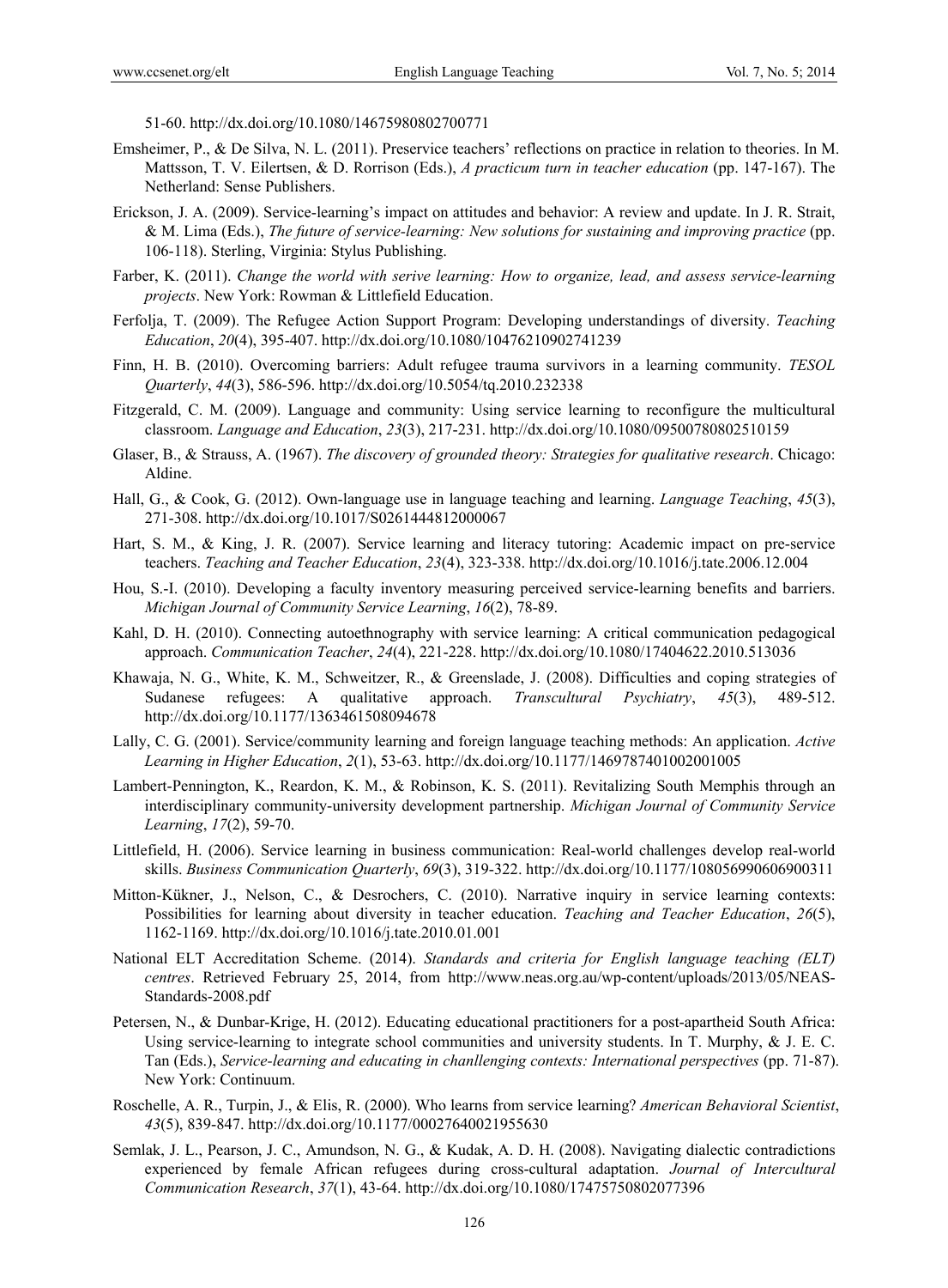51-60. http://dx.doi.org/10.1080/14675980802700771

Emsheimer, P., & De Silva, N. L. (2011). Preservice teachers' reflections on practice in relation to theories. In M. Mattsson, T. V. Eilertsen, & D. Rorrison (Eds.), *A practicum turn in teacher education* (pp. 147-167). The Netherland: Sense Publishers.

Erickson, J. A. (2009). Service-learning's impact on attitudes and behavior: A review and update. In J. R. Strait, & M. Lima (Eds.), *The future of service-learning: New solutions for sustaining and improving practice* (pp. 106-118). Sterling, Virginia: Stylus Publishing.

Farber, K. (2011). *Change the world with serive learning: How to organize, lead, and assess service-learning projects*. New York: Rowman & Littlefield Education.

Ferfolja, T. (2009). The Refugee Action Support Program: Developing understandings of diversity. *Teaching Education*, *20*(4), 395-407. http://dx.doi.org/10.1080/10476210902741239

Finn, H. B. (2010). Overcoming barriers: Adult refugee trauma survivors in a learning community. *TESOL Quarterly*, *44*(3), 586-596. http://dx.doi.org/10.5054/tq.2010.232338

Fitzgerald, C. M. (2009). Language and community: Using service learning to reconfigure the multicultural classroom. *Language and Education*, *23*(3), 217-231. http://dx.doi.org/10.1080/09500780802510159

Glaser, B., & Strauss, A. (1967). *The discovery of grounded theory: Strategies for qualitative research*. Chicago: Aldine.

Hall, G., & Cook, G. (2012). Own-language use in language teaching and learning. *Language Teaching*, *45*(3), 271-308. http://dx.doi.org/10.1017/S0261444812000067

Hart, S. M., & King, J. R. (2007). Service learning and literacy tutoring: Academic impact on pre-service teachers. *Teaching and Teacher Education*, *23*(4), 323-338. http://dx.doi.org/10.1016/j.tate.2006.12.004

Hou, S.-I. (2010). Developing a faculty inventory measuring perceived service-learning benefits and barriers. *Michigan Journal of Community Service Learning*, *16*(2), 78-89.

Kahl, D. H. (2010). Connecting autoethnography with service learning: A critical communication pedagogical approach. *Communication Teacher*, *24*(4), 221-228. http://dx.doi.org/10.1080/17404622.2010.513036

Khawaja, N. G., White, K. M., Schweitzer, R., & Greenslade, J. (2008). Difficulties and coping strategies of Sudanese refugees: A qualitative approach. *Transcultural Psychiatry*, *45*(3), 489-512. http://dx.doi.org/10.1177/1363461508094678

Lally, C. G. (2001). Service/community learning and foreign language teaching methods: An application. *Active Learning in Higher Education*, *2*(1), 53-63. http://dx.doi.org/10.1177/1469787401002001005

Lambert-Pennington, K., Reardon, K. M., & Robinson, K. S. (2011). Revitalizing South Memphis through an interdisciplinary community-university development partnership. *Michigan Journal of Community Service Learning*, *17*(2), 59-70.

Littlefield, H. (2006). Service learning in business communication: Real-world challenges develop real-world skills. *Business Communication Quarterly*, *69*(3), 319-322. http://dx.doi.org/10.1177/108056990606900311

Mitton-Kükner, J., Nelson, C., & Desrochers, C. (2010). Narrative inquiry in service learning contexts: Possibilities for learning about diversity in teacher education. *Teaching and Teacher Education*, *26*(5), 1162-1169. http://dx.doi.org/10.1016/j.tate.2010.01.001

National ELT Accreditation Scheme. (2014). *Standards and criteria for English language teaching (ELT) centres*. Retrieved February 25, 2014, from http://www.neas.org.au/wp-content/uploads/2013/05/NEAS-Standards-2008.pdf

Petersen, N., & Dunbar-Krige, H. (2012). Educating educational practitioners for a post-apartheid South Africa: Using service-learning to integrate school communities and university students. In T. Murphy, & J. E. C. Tan (Eds.), *Service-learning and educating in chanllenging contexts: International perspectives* (pp. 71-87). New York: Continuum.

Roschelle, A. R., Turpin, J., & Elis, R. (2000). Who learns from service learning? *American Behavioral Scientist*, *43*(5), 839-847. http://dx.doi.org/10.1177/00027640021955630

Semlak, J. L., Pearson, J. C., Amundson, N. G., & Kudak, A. D. H. (2008). Navigating dialectic contradictions experienced by female African refugees during cross-cultural adaptation. *Journal of Intercultural Communication Research*, *37*(1), 43-64. http://dx.doi.org/10.1080/17475750802077396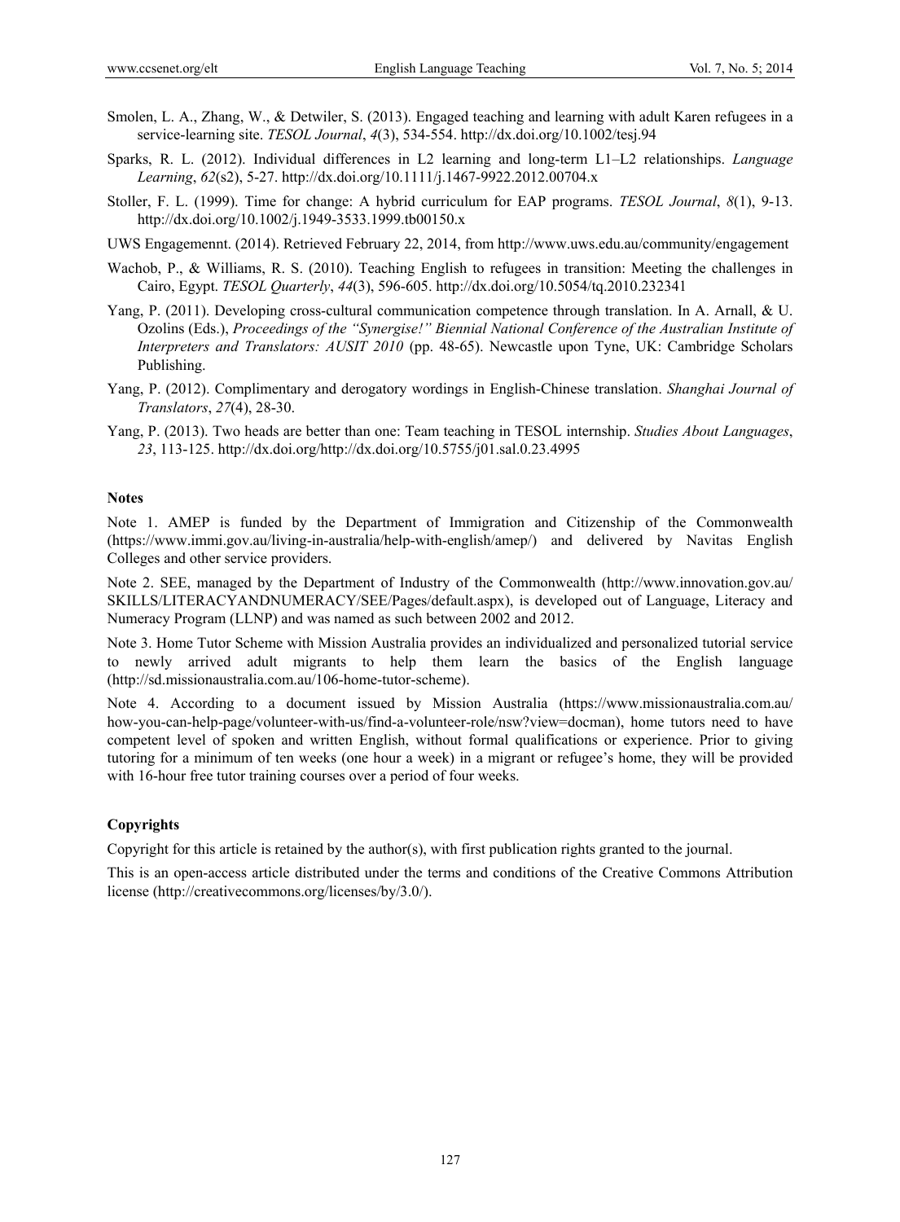Smolen, L. A., Zhang, W., & Detwiler, S. (2013). Engaged teaching and learning with adult Karen refugees in a service-learning site. *TESOL Journal*, *4*(3), 534-554. http://dx.doi.org/10.1002/tesj.94

Sparks, R. L. (2012). Individual differences in L2 learning and long-term L1–L2 relationships. *Language Learning*, *62*(s2), 5-27. http://dx.doi.org/10.1111/j.1467-9922.2012.00704.x

Stoller, F. L. (1999). Time for change: A hybrid curriculum for EAP programs. *TESOL Journal*, *8*(1), 9-13. http://dx.doi.org/10.1002/j.1949-3533.1999.tb00150.x

UWS Engagemennt. (2014). Retrieved February 22, 2014, from http://www.uws.edu.au/community/engagement

Wachob, P., & Williams, R. S. (2010). Teaching English to refugees in transition: Meeting the challenges in Cairo, Egypt. *TESOL Quarterly*, *44*(3), 596-605. http://dx.doi.org/10.5054/tq.2010.232341

Yang, P. (2011). Developing cross-cultural communication competence through translation. In A. Arnall, & U. Ozolins (Eds.), *Proceedings of the "Synergise!" Biennial National Conference of the Australian Institute of Interpreters and Translators: AUSIT 2010* (pp. 48-65). Newcastle upon Tyne, UK: Cambridge Scholars Publishing.

Yang, P. (2012). Complimentary and derogatory wordings in English-Chinese translation. *Shanghai Journal of Translators*, *27*(4), 28-30.

Yang, P. (2013). Two heads are better than one: Team teaching in TESOL internship. *Studies About Languages*, *23*, 113-125. http://dx.doi.org/http://dx.doi.org/10.5755/j01.sal.0.23.4995

**Notes**

Note 1. AMEP is funded by the Department of Immigration and Citizenship of the Commonwealth (https://www.immi.gov.au/living-in-australia/help-with-english/amep/) and delivered by Navitas English Colleges and other service providers.

Note 2. SEE, managed by the Department of Industry of the Commonwealth (http://www.innovation.gov.au/SKILLS/LITERACYANDNUMERACY/SEE/Pages/default.aspx), is developed out of Language, Literacy and Numeracy Program (LLNP) and was named as such between 2002 and 2012.

Note 3. Home Tutor Scheme with Mission Australia provides an individualized and personalized tutorial service to newly arrived adult migrants to help them learn the basics of the English language (http://sd.missionaustralia.com.au/106-home-tutor-scheme).

Note 4. According to a document issued by Mission Australia (https://www.missionaustralia.com.au/how-you-can-help-page/volunteer-with-us/find-a-volunteer-role/nsw?view=docman), home tutors need to have competent level of spoken and written English, without formal qualifications or experience. Prior to giving tutoring for a minimum of ten weeks (one hour a week) in a migrant or refugee's home, they will be provided with 16-hour free tutor training courses over a period of four weeks.

**Copyrights**

Copyright for this article is retained by the author(s), with first publication rights granted to the journal.

This is an open-access article distributed under the terms and conditions of the Creative Commons Attribution license (http://creativecommons.org/licenses/by/3.0/).